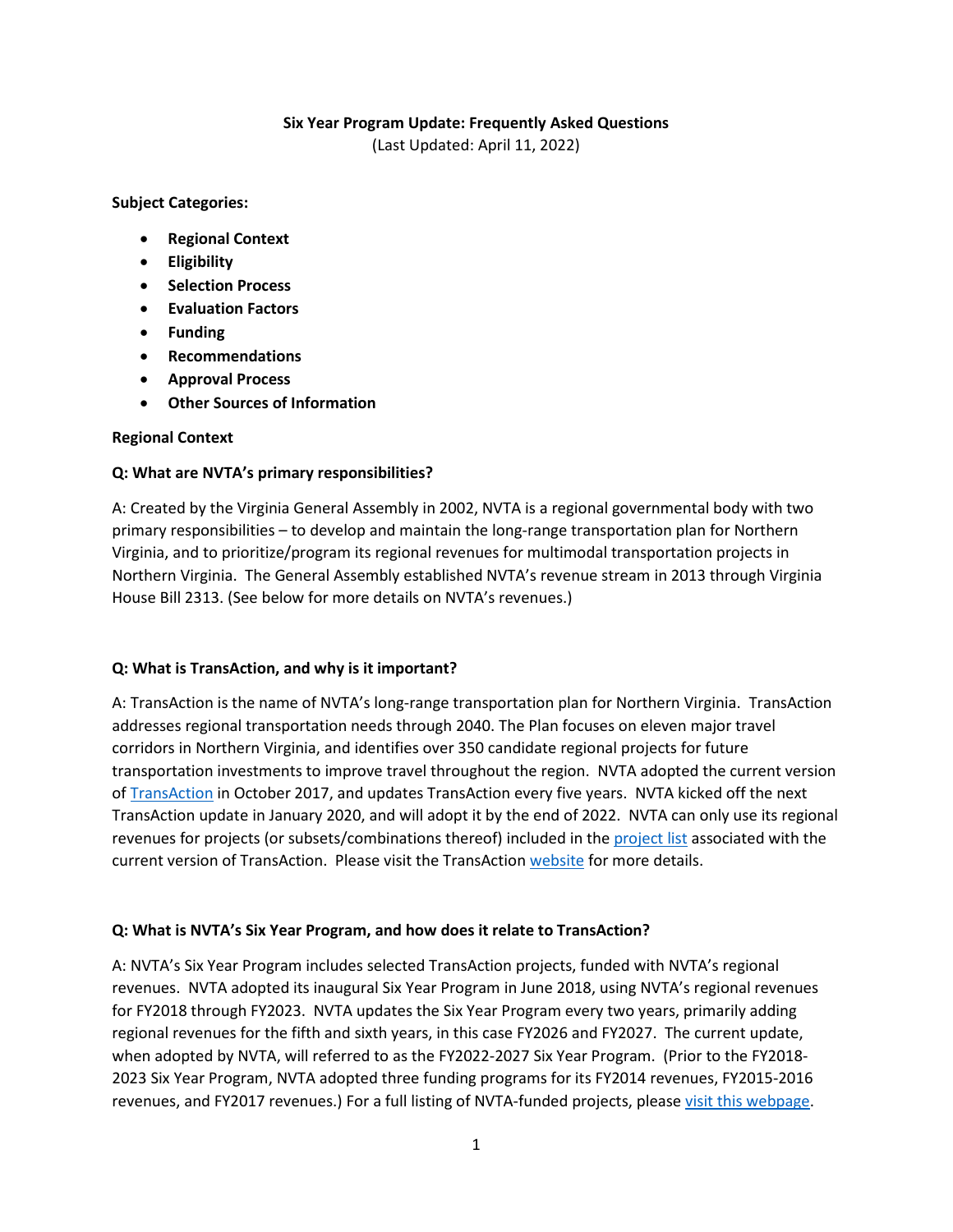**Six Year Program Update: Frequently Asked Questions**
(Last Updated: April 11, 2022)

**Subject Categories:**

- **Regional Context**
- **Eligibility**
- **Selection Process**
- **Evaluation Factors**
- **Funding**
- **Recommendations**
- **Approval Process**
- **Other Sources of Information**

## Regional Context

**Q: What are NVTA's primary responsibilities?**

A: Created by the Virginia General Assembly in 2002, NVTA is a regional governmental body with two primary responsibilities – to develop and maintain the long-range transportation plan for Northern Virginia, and to prioritize/program its regional revenues for multimodal transportation projects in Northern Virginia. The General Assembly established NVTA's revenue stream in 2013 through Virginia House Bill 2313. (See below for more details on NVTA's revenues.)

**Q: What is TransAction, and why is it important?**

A: TransAction is the name of NVTA's long-range transportation plan for Northern Virginia. TransAction addresses regional transportation needs through 2040. The Plan focuses on eleven major travel corridors in Northern Virginia, and identifies over 350 candidate regional projects for future transportation investments to improve travel throughout the region. NVTA adopted the current version of TransAction in October 2017, and updates TransAction every five years. NVTA kicked off the next TransAction update in January 2020, and will adopt it by the end of 2022. NVTA can only use its regional revenues for projects (or subsets/combinations thereof) included in the project list associated with the current version of TransAction. Please visit the TransAction website for more details.

**Q: What is NVTA's Six Year Program, and how does it relate to TransAction?**

A: NVTA's Six Year Program includes selected TransAction projects, funded with NVTA's regional revenues. NVTA adopted its inaugural Six Year Program in June 2018, using NVTA's regional revenues for FY2018 through FY2023. NVTA updates the Six Year Program every two years, primarily adding regional revenues for the fifth and sixth years, in this case FY2026 and FY2027. The current update, when adopted by NVTA, will referred to as the FY2022-2027 Six Year Program. (Prior to the FY2018-2023 Six Year Program, NVTA adopted three funding programs for its FY2014 revenues, FY2015-2016 revenues, and FY2017 revenues.) For a full listing of NVTA-funded projects, please visit this webpage.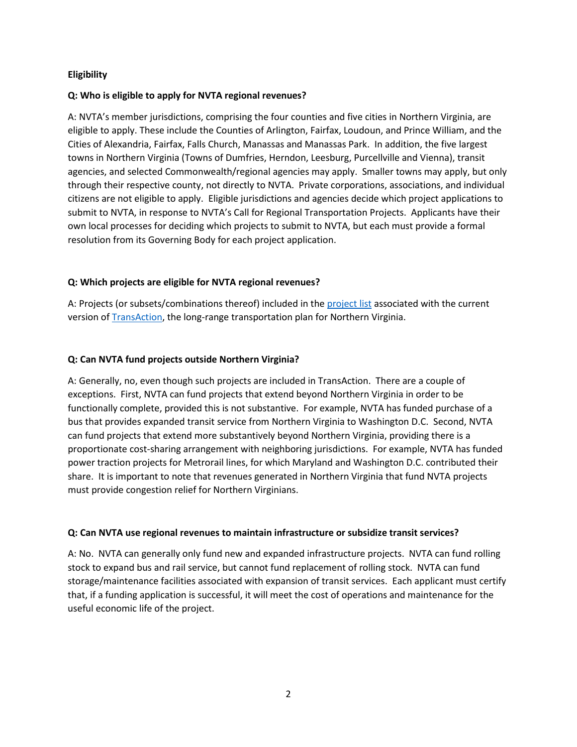**Eligibility**

**Q: Who is eligible to apply for NVTA regional revenues?**

A: NVTA's member jurisdictions, comprising the four counties and five cities in Northern Virginia, are eligible to apply. These include the Counties of Arlington, Fairfax, Loudoun, and Prince William, and the Cities of Alexandria, Fairfax, Falls Church, Manassas and Manassas Park. In addition, the five largest towns in Northern Virginia (Towns of Dumfries, Herndon, Leesburg, Purcellville and Vienna), transit agencies, and selected Commonwealth/regional agencies may apply. Smaller towns may apply, but only through their respective county, not directly to NVTA. Private corporations, associations, and individual citizens are not eligible to apply. Eligible jurisdictions and agencies decide which project applications to submit to NVTA, in response to NVTA's Call for Regional Transportation Projects. Applicants have their own local processes for deciding which projects to submit to NVTA, but each must provide a formal resolution from its Governing Body for each project application.

**Q: Which projects are eligible for NVTA regional revenues?**

A: Projects (or subsets/combinations thereof) included in the project list associated with the current version of TransAction, the long-range transportation plan for Northern Virginia.

**Q: Can NVTA fund projects outside Northern Virginia?**

A: Generally, no, even though such projects are included in TransAction. There are a couple of exceptions. First, NVTA can fund projects that extend beyond Northern Virginia in order to be functionally complete, provided this is not substantive. For example, NVTA has funded purchase of a bus that provides expanded transit service from Northern Virginia to Washington D.C. Second, NVTA can fund projects that extend more substantively beyond Northern Virginia, providing there is a proportionate cost-sharing arrangement with neighboring jurisdictions. For example, NVTA has funded power traction projects for Metrorail lines, for which Maryland and Washington D.C. contributed their share. It is important to note that revenues generated in Northern Virginia that fund NVTA projects must provide congestion relief for Northern Virginians.

**Q: Can NVTA use regional revenues to maintain infrastructure or subsidize transit services?**

A: No. NVTA can generally only fund new and expanded infrastructure projects. NVTA can fund rolling stock to expand bus and rail service, but cannot fund replacement of rolling stock. NVTA can fund storage/maintenance facilities associated with expansion of transit services. Each applicant must certify that, if a funding application is successful, it will meet the cost of operations and maintenance for the useful economic life of the project.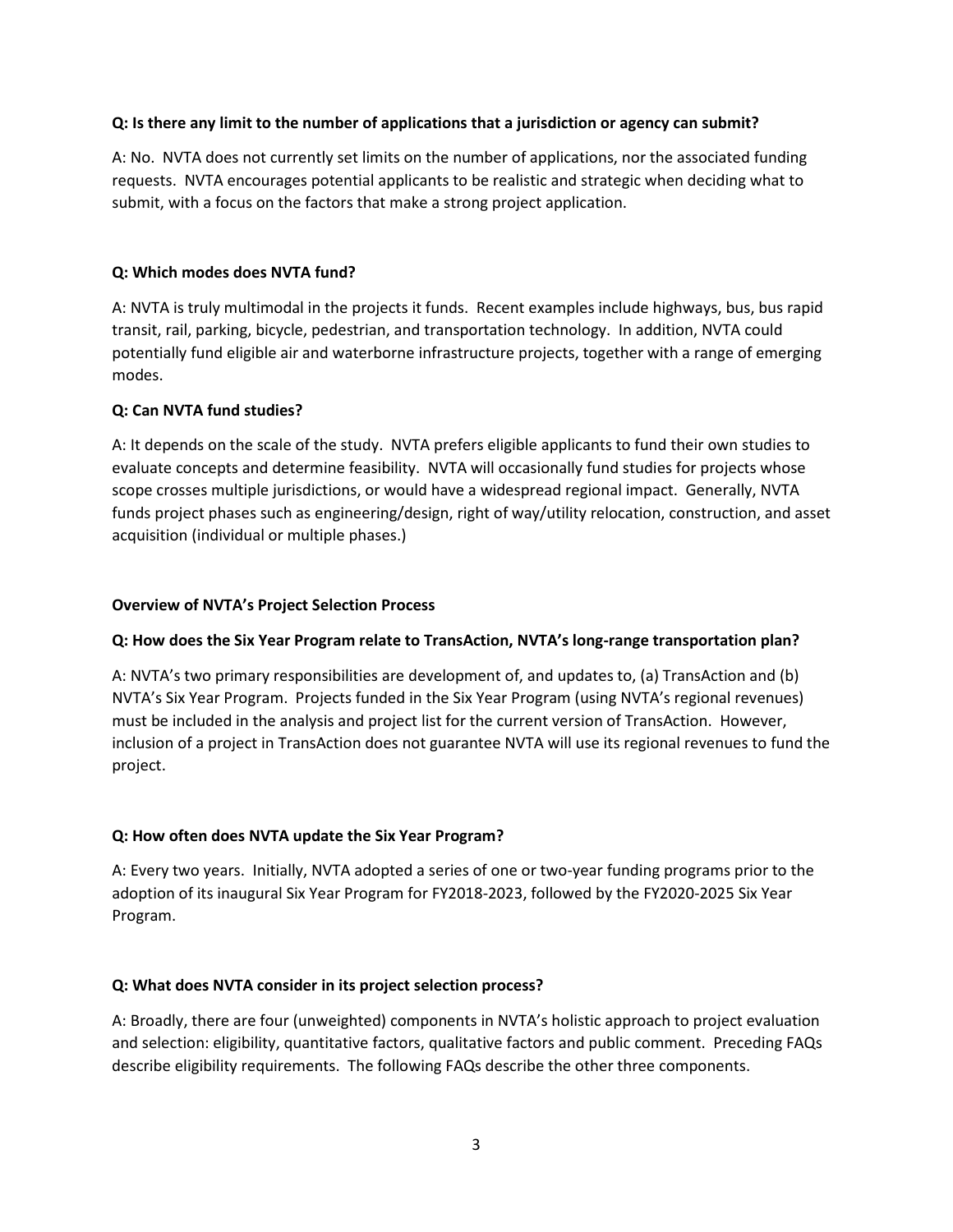**Q: Is there any limit to the number of applications that a jurisdiction or agency can submit?**

A: No. NVTA does not currently set limits on the number of applications, nor the associated funding requests. NVTA encourages potential applicants to be realistic and strategic when deciding what to submit, with a focus on the factors that make a strong project application.

**Q: Which modes does NVTA fund?**

A: NVTA is truly multimodal in the projects it funds. Recent examples include highways, bus, bus rapid transit, rail, parking, bicycle, pedestrian, and transportation technology. In addition, NVTA could potentially fund eligible air and waterborne infrastructure projects, together with a range of emerging modes.

**Q: Can NVTA fund studies?**

A: It depends on the scale of the study. NVTA prefers eligible applicants to fund their own studies to evaluate concepts and determine feasibility. NVTA will occasionally fund studies for projects whose scope crosses multiple jurisdictions, or would have a widespread regional impact. Generally, NVTA funds project phases such as engineering/design, right of way/utility relocation, construction, and asset acquisition (individual or multiple phases.)

## Overview of NVTA's Project Selection Process

**Q: How does the Six Year Program relate to TransAction, NVTA's long-range transportation plan?**

A: NVTA's two primary responsibilities are development of, and updates to, (a) TransAction and (b) NVTA's Six Year Program. Projects funded in the Six Year Program (using NVTA's regional revenues) must be included in the analysis and project list for the current version of TransAction. However, inclusion of a project in TransAction does not guarantee NVTA will use its regional revenues to fund the project.

**Q: How often does NVTA update the Six Year Program?**

A: Every two years. Initially, NVTA adopted a series of one or two-year funding programs prior to the adoption of its inaugural Six Year Program for FY2018-2023, followed by the FY2020-2025 Six Year Program.

**Q: What does NVTA consider in its project selection process?**

A: Broadly, there are four (unweighted) components in NVTA's holistic approach to project evaluation and selection: eligibility, quantitative factors, qualitative factors and public comment. Preceding FAQs describe eligibility requirements. The following FAQs describe the other three components.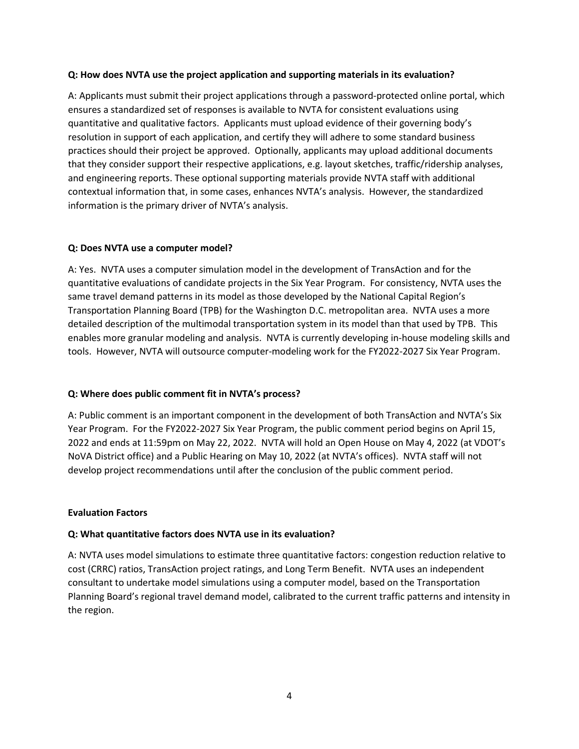**Q: How does NVTA use the project application and supporting materials in its evaluation?**

A: Applicants must submit their project applications through a password-protected online portal, which ensures a standardized set of responses is available to NVTA for consistent evaluations using quantitative and qualitative factors. Applicants must upload evidence of their governing body's resolution in support of each application, and certify they will adhere to some standard business practices should their project be approved. Optionally, applicants may upload additional documents that they consider support their respective applications, e.g. layout sketches, traffic/ridership analyses, and engineering reports. These optional supporting materials provide NVTA staff with additional contextual information that, in some cases, enhances NVTA's analysis. However, the standardized information is the primary driver of NVTA's analysis.

**Q: Does NVTA use a computer model?**

A: Yes. NVTA uses a computer simulation model in the development of TransAction and for the quantitative evaluations of candidate projects in the Six Year Program. For consistency, NVTA uses the same travel demand patterns in its model as those developed by the National Capital Region's Transportation Planning Board (TPB) for the Washington D.C. metropolitan area. NVTA uses a more detailed description of the multimodal transportation system in its model than that used by TPB. This enables more granular modeling and analysis. NVTA is currently developing in-house modeling skills and tools. However, NVTA will outsource computer-modeling work for the FY2022-2027 Six Year Program.

**Q: Where does public comment fit in NVTA's process?**

A: Public comment is an important component in the development of both TransAction and NVTA's Six Year Program. For the FY2022-2027 Six Year Program, the public comment period begins on April 15, 2022 and ends at 11:59pm on May 22, 2022. NVTA will hold an Open House on May 4, 2022 (at VDOT's NoVA District office) and a Public Hearing on May 10, 2022 (at NVTA's offices). NVTA staff will not develop project recommendations until after the conclusion of the public comment period.

## Evaluation Factors

**Q: What quantitative factors does NVTA use in its evaluation?**

A: NVTA uses model simulations to estimate three quantitative factors: congestion reduction relative to cost (CRRC) ratios, TransAction project ratings, and Long Term Benefit. NVTA uses an independent consultant to undertake model simulations using a computer model, based on the Transportation Planning Board's regional travel demand model, calibrated to the current traffic patterns and intensity in the region.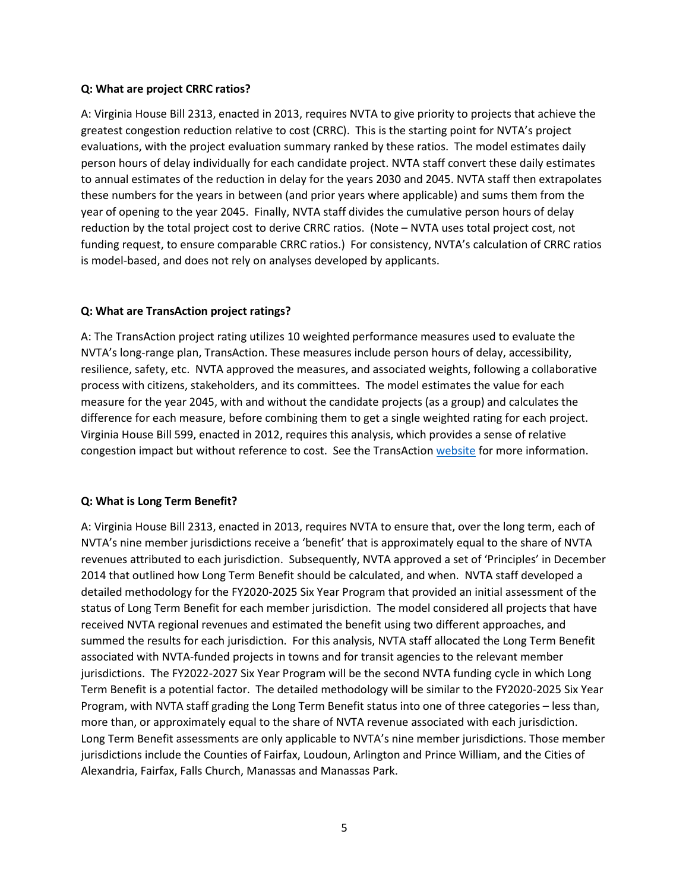**Q: What are project CRRC ratios?**

A: Virginia House Bill 2313, enacted in 2013, requires NVTA to give priority to projects that achieve the greatest congestion reduction relative to cost (CRRC). This is the starting point for NVTA's project evaluations, with the project evaluation summary ranked by these ratios. The model estimates daily person hours of delay individually for each candidate project. NVTA staff convert these daily estimates to annual estimates of the reduction in delay for the years 2030 and 2045. NVTA staff then extrapolates these numbers for the years in between (and prior years where applicable) and sums them from the year of opening to the year 2045. Finally, NVTA staff divides the cumulative person hours of delay reduction by the total project cost to derive CRRC ratios. (Note – NVTA uses total project cost, not funding request, to ensure comparable CRRC ratios.) For consistency, NVTA's calculation of CRRC ratios is model-based, and does not rely on analyses developed by applicants.

**Q: What are TransAction project ratings?**

A: The TransAction project rating utilizes 10 weighted performance measures used to evaluate the NVTA's long-range plan, TransAction. These measures include person hours of delay, accessibility, resilience, safety, etc. NVTA approved the measures, and associated weights, following a collaborative process with citizens, stakeholders, and its committees. The model estimates the value for each measure for the year 2045, with and without the candidate projects (as a group) and calculates the difference for each measure, before combining them to get a single weighted rating for each project. Virginia House Bill 599, enacted in 2012, requires this analysis, which provides a sense of relative congestion impact but without reference to cost. See the TransAction website for more information.

**Q: What is Long Term Benefit?**

A: Virginia House Bill 2313, enacted in 2013, requires NVTA to ensure that, over the long term, each of NVTA's nine member jurisdictions receive a 'benefit' that is approximately equal to the share of NVTA revenues attributed to each jurisdiction. Subsequently, NVTA approved a set of 'Principles' in December 2014 that outlined how Long Term Benefit should be calculated, and when. NVTA staff developed a detailed methodology for the FY2020-2025 Six Year Program that provided an initial assessment of the status of Long Term Benefit for each member jurisdiction. The model considered all projects that have received NVTA regional revenues and estimated the benefit using two different approaches, and summed the results for each jurisdiction. For this analysis, NVTA staff allocated the Long Term Benefit associated with NVTA-funded projects in towns and for transit agencies to the relevant member jurisdictions. The FY2022-2027 Six Year Program will be the second NVTA funding cycle in which Long Term Benefit is a potential factor. The detailed methodology will be similar to the FY2020-2025 Six Year Program, with NVTA staff grading the Long Term Benefit status into one of three categories – less than, more than, or approximately equal to the share of NVTA revenue associated with each jurisdiction. Long Term Benefit assessments are only applicable to NVTA's nine member jurisdictions. Those member jurisdictions include the Counties of Fairfax, Loudoun, Arlington and Prince William, and the Cities of Alexandria, Fairfax, Falls Church, Manassas and Manassas Park.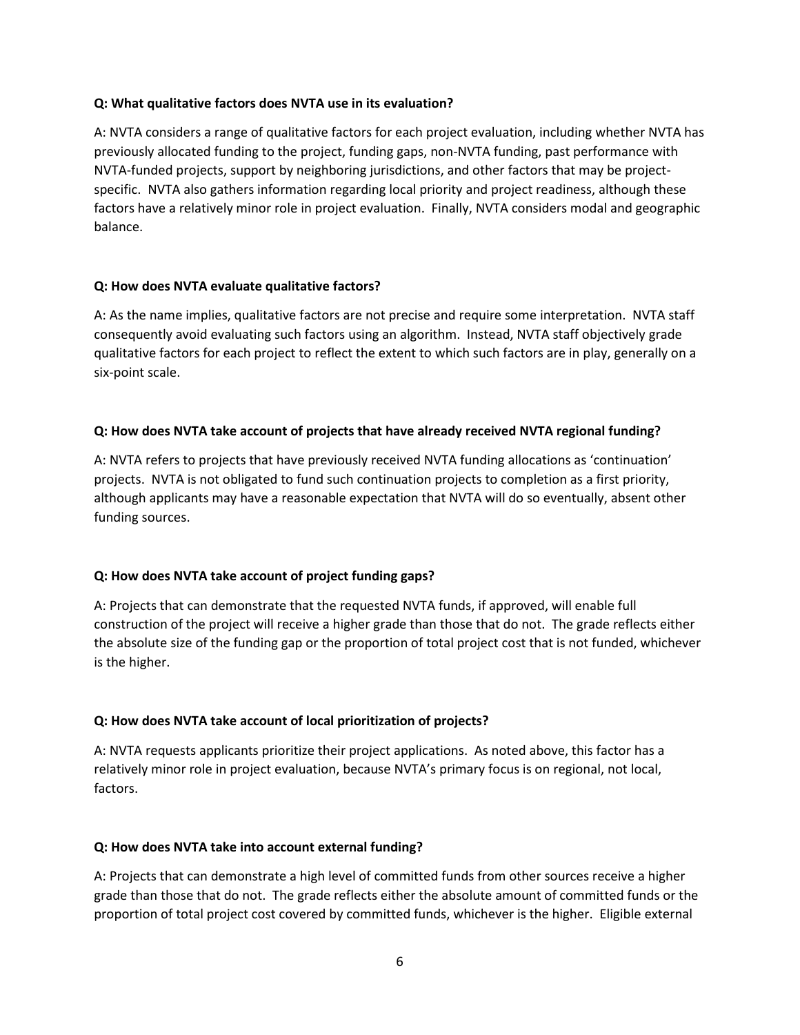**Q: What qualitative factors does NVTA use in its evaluation?**

A: NVTA considers a range of qualitative factors for each project evaluation, including whether NVTA has previously allocated funding to the project, funding gaps, non-NVTA funding, past performance with NVTA-funded projects, support by neighboring jurisdictions, and other factors that may be project-specific. NVTA also gathers information regarding local priority and project readiness, although these factors have a relatively minor role in project evaluation. Finally, NVTA considers modal and geographic balance.

**Q: How does NVTA evaluate qualitative factors?**

A: As the name implies, qualitative factors are not precise and require some interpretation. NVTA staff consequently avoid evaluating such factors using an algorithm. Instead, NVTA staff objectively grade qualitative factors for each project to reflect the extent to which such factors are in play, generally on a six-point scale.

**Q: How does NVTA take account of projects that have already received NVTA regional funding?**

A: NVTA refers to projects that have previously received NVTA funding allocations as 'continuation' projects. NVTA is not obligated to fund such continuation projects to completion as a first priority, although applicants may have a reasonable expectation that NVTA will do so eventually, absent other funding sources.

**Q: How does NVTA take account of project funding gaps?**

A: Projects that can demonstrate that the requested NVTA funds, if approved, will enable full construction of the project will receive a higher grade than those that do not. The grade reflects either the absolute size of the funding gap or the proportion of total project cost that is not funded, whichever is the higher.

**Q: How does NVTA take account of local prioritization of projects?**

A: NVTA requests applicants prioritize their project applications. As noted above, this factor has a relatively minor role in project evaluation, because NVTA's primary focus is on regional, not local, factors.

**Q: How does NVTA take into account external funding?**

A: Projects that can demonstrate a high level of committed funds from other sources receive a higher grade than those that do not. The grade reflects either the absolute amount of committed funds or the proportion of total project cost covered by committed funds, whichever is the higher. Eligible external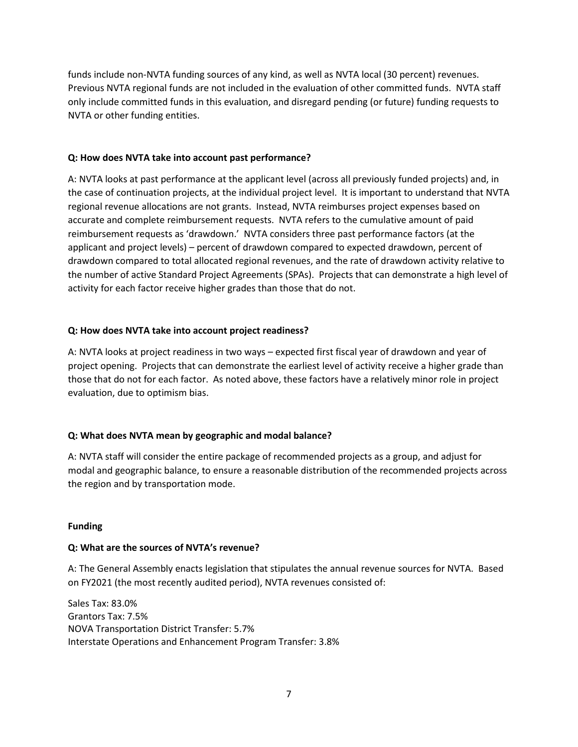funds include non-NVTA funding sources of any kind, as well as NVTA local (30 percent) revenues. Previous NVTA regional funds are not included in the evaluation of other committed funds. NVTA staff only include committed funds in this evaluation, and disregard pending (or future) funding requests to NVTA or other funding entities.

**Q: How does NVTA take into account past performance?**

A: NVTA looks at past performance at the applicant level (across all previously funded projects) and, in the case of continuation projects, at the individual project level. It is important to understand that NVTA regional revenue allocations are not grants. Instead, NVTA reimburses project expenses based on accurate and complete reimbursement requests. NVTA refers to the cumulative amount of paid reimbursement requests as 'drawdown.' NVTA considers three past performance factors (at the applicant and project levels) – percent of drawdown compared to expected drawdown, percent of drawdown compared to total allocated regional revenues, and the rate of drawdown activity relative to the number of active Standard Project Agreements (SPAs). Projects that can demonstrate a high level of activity for each factor receive higher grades than those that do not.

**Q: How does NVTA take into account project readiness?**

A: NVTA looks at project readiness in two ways – expected first fiscal year of drawdown and year of project opening. Projects that can demonstrate the earliest level of activity receive a higher grade than those that do not for each factor. As noted above, these factors have a relatively minor role in project evaluation, due to optimism bias.

**Q: What does NVTA mean by geographic and modal balance?**

A: NVTA staff will consider the entire package of recommended projects as a group, and adjust for modal and geographic balance, to ensure a reasonable distribution of the recommended projects across the region and by transportation mode.

**Funding**

**Q: What are the sources of NVTA's revenue?**

A: The General Assembly enacts legislation that stipulates the annual revenue sources for NVTA. Based on FY2021 (the most recently audited period), NVTA revenues consisted of:

Sales Tax: 83.0%
Grantors Tax: 7.5%
NOVA Transportation District Transfer: 5.7%
Interstate Operations and Enhancement Program Transfer: 3.8%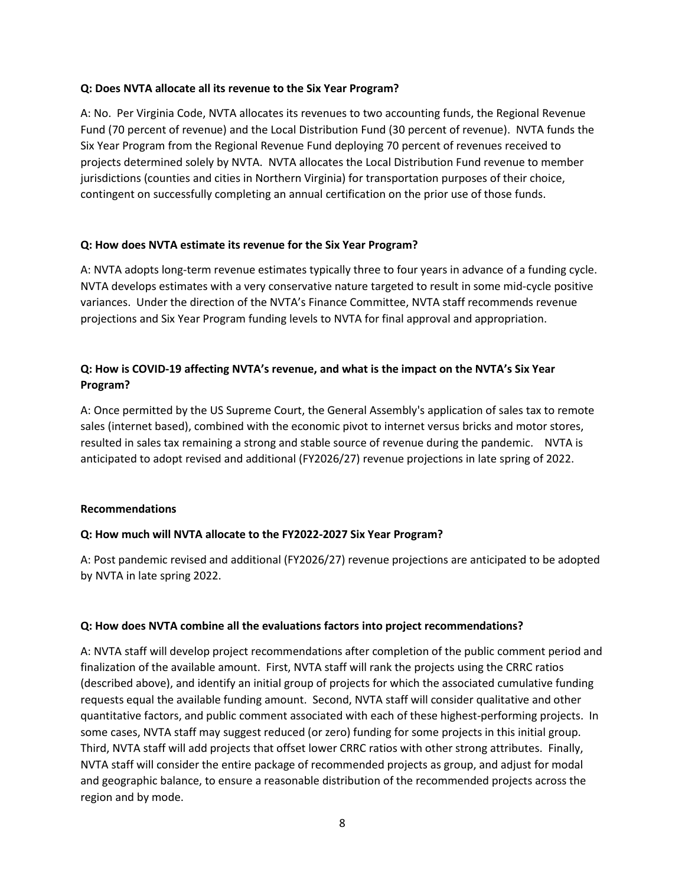**Q: Does NVTA allocate all its revenue to the Six Year Program?**

A: No. Per Virginia Code, NVTA allocates its revenues to two accounting funds, the Regional Revenue Fund (70 percent of revenue) and the Local Distribution Fund (30 percent of revenue). NVTA funds the Six Year Program from the Regional Revenue Fund deploying 70 percent of revenues received to projects determined solely by NVTA. NVTA allocates the Local Distribution Fund revenue to member jurisdictions (counties and cities in Northern Virginia) for transportation purposes of their choice, contingent on successfully completing an annual certification on the prior use of those funds.

**Q: How does NVTA estimate its revenue for the Six Year Program?**

A: NVTA adopts long-term revenue estimates typically three to four years in advance of a funding cycle. NVTA develops estimates with a very conservative nature targeted to result in some mid-cycle positive variances. Under the direction of the NVTA's Finance Committee, NVTA staff recommends revenue projections and Six Year Program funding levels to NVTA for final approval and appropriation.

**Q: How is COVID-19 affecting NVTA's revenue, and what is the impact on the NVTA's Six Year Program?**

A: Once permitted by the US Supreme Court, the General Assembly's application of sales tax to remote sales (internet based), combined with the economic pivot to internet versus bricks and motor stores, resulted in sales tax remaining a strong and stable source of revenue during the pandemic. NVTA is anticipated to adopt revised and additional (FY2026/27) revenue projections in late spring of 2022.

## Recommendations

**Q: How much will NVTA allocate to the FY2022-2027 Six Year Program?**

A: Post pandemic revised and additional (FY2026/27) revenue projections are anticipated to be adopted by NVTA in late spring 2022.

**Q: How does NVTA combine all the evaluations factors into project recommendations?**

A: NVTA staff will develop project recommendations after completion of the public comment period and finalization of the available amount. First, NVTA staff will rank the projects using the CRRC ratios (described above), and identify an initial group of projects for which the associated cumulative funding requests equal the available funding amount. Second, NVTA staff will consider qualitative and other quantitative factors, and public comment associated with each of these highest-performing projects. In some cases, NVTA staff may suggest reduced (or zero) funding for some projects in this initial group. Third, NVTA staff will add projects that offset lower CRRC ratios with other strong attributes. Finally, NVTA staff will consider the entire package of recommended projects as group, and adjust for modal and geographic balance, to ensure a reasonable distribution of the recommended projects across the region and by mode.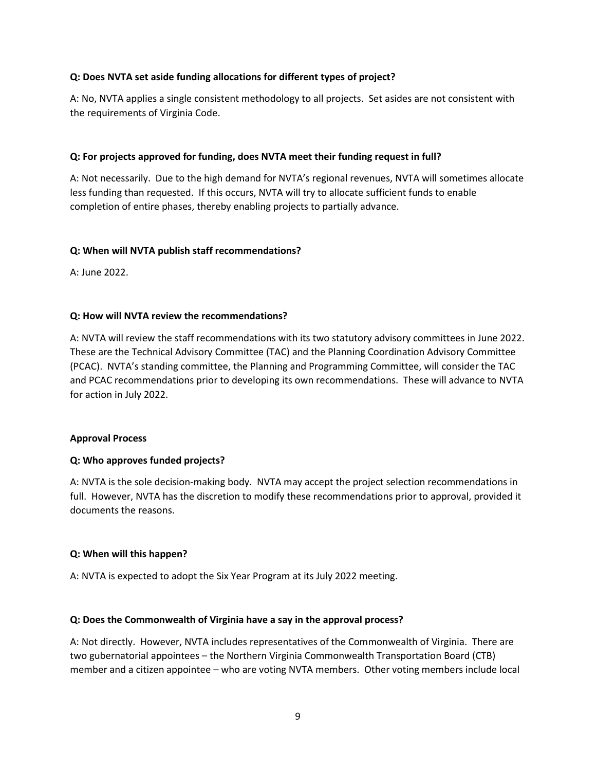**Q: Does NVTA set aside funding allocations for different types of project?**

A: No, NVTA applies a single consistent methodology to all projects. Set asides are not consistent with the requirements of Virginia Code.

**Q: For projects approved for funding, does NVTA meet their funding request in full?**

A: Not necessarily. Due to the high demand for NVTA's regional revenues, NVTA will sometimes allocate less funding than requested. If this occurs, NVTA will try to allocate sufficient funds to enable completion of entire phases, thereby enabling projects to partially advance.

**Q: When will NVTA publish staff recommendations?**

A: June 2022.

**Q: How will NVTA review the recommendations?**

A: NVTA will review the staff recommendations with its two statutory advisory committees in June 2022. These are the Technical Advisory Committee (TAC) and the Planning Coordination Advisory Committee (PCAC). NVTA's standing committee, the Planning and Programming Committee, will consider the TAC and PCAC recommendations prior to developing its own recommendations. These will advance to NVTA for action in July 2022.

**Approval Process**

**Q: Who approves funded projects?**

A: NVTA is the sole decision-making body. NVTA may accept the project selection recommendations in full. However, NVTA has the discretion to modify these recommendations prior to approval, provided it documents the reasons.

**Q: When will this happen?**

A: NVTA is expected to adopt the Six Year Program at its July 2022 meeting.

**Q: Does the Commonwealth of Virginia have a say in the approval process?**

A: Not directly. However, NVTA includes representatives of the Commonwealth of Virginia. There are two gubernatorial appointees – the Northern Virginia Commonwealth Transportation Board (CTB) member and a citizen appointee – who are voting NVTA members. Other voting members include local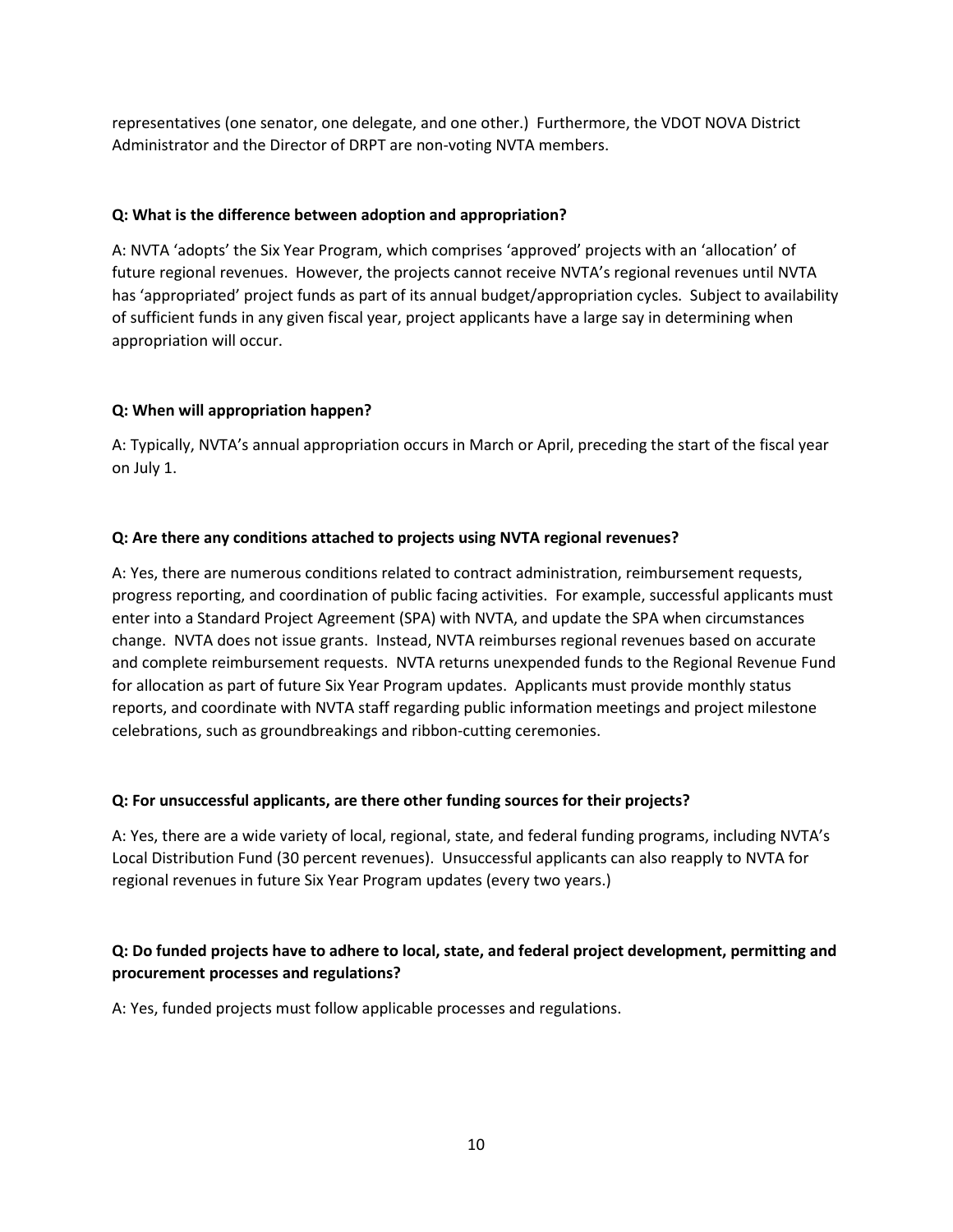representatives (one senator, one delegate, and one other.) Furthermore, the VDOT NOVA District Administrator and the Director of DRPT are non-voting NVTA members.

**Q: What is the difference between adoption and appropriation?**

A: NVTA 'adopts' the Six Year Program, which comprises 'approved' projects with an 'allocation' of future regional revenues. However, the projects cannot receive NVTA's regional revenues until NVTA has 'appropriated' project funds as part of its annual budget/appropriation cycles. Subject to availability of sufficient funds in any given fiscal year, project applicants have a large say in determining when appropriation will occur.

**Q: When will appropriation happen?**

A: Typically, NVTA's annual appropriation occurs in March or April, preceding the start of the fiscal year on July 1.

**Q: Are there any conditions attached to projects using NVTA regional revenues?**

A: Yes, there are numerous conditions related to contract administration, reimbursement requests, progress reporting, and coordination of public facing activities. For example, successful applicants must enter into a Standard Project Agreement (SPA) with NVTA, and update the SPA when circumstances change. NVTA does not issue grants. Instead, NVTA reimburses regional revenues based on accurate and complete reimbursement requests. NVTA returns unexpended funds to the Regional Revenue Fund for allocation as part of future Six Year Program updates. Applicants must provide monthly status reports, and coordinate with NVTA staff regarding public information meetings and project milestone celebrations, such as groundbreakings and ribbon-cutting ceremonies.

**Q: For unsuccessful applicants, are there other funding sources for their projects?**

A: Yes, there are a wide variety of local, regional, state, and federal funding programs, including NVTA's Local Distribution Fund (30 percent revenues). Unsuccessful applicants can also reapply to NVTA for regional revenues in future Six Year Program updates (every two years.)

**Q: Do funded projects have to adhere to local, state, and federal project development, permitting and procurement processes and regulations?**

A: Yes, funded projects must follow applicable processes and regulations.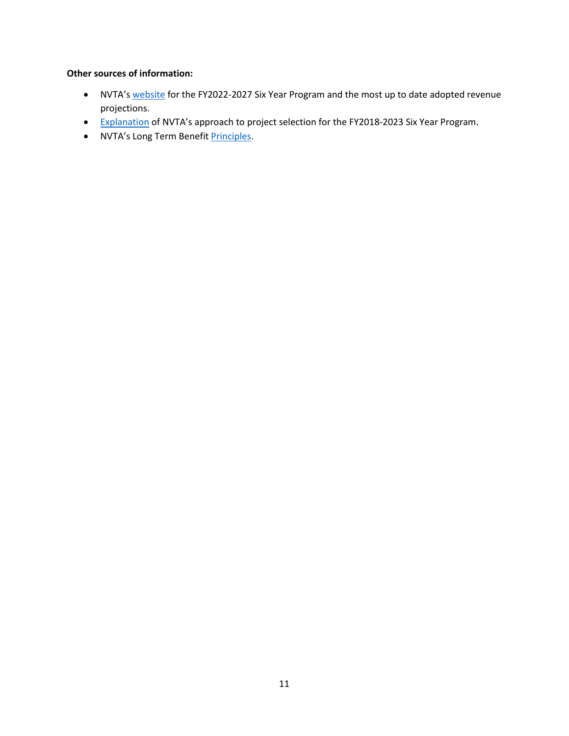**Other sources of information:**

- NVTA's website for the FY2022-2027 Six Year Program and the most up to date adopted revenue projections.
- Explanation of NVTA's approach to project selection for the FY2018-2023 Six Year Program.
- NVTA's Long Term Benefit Principles.